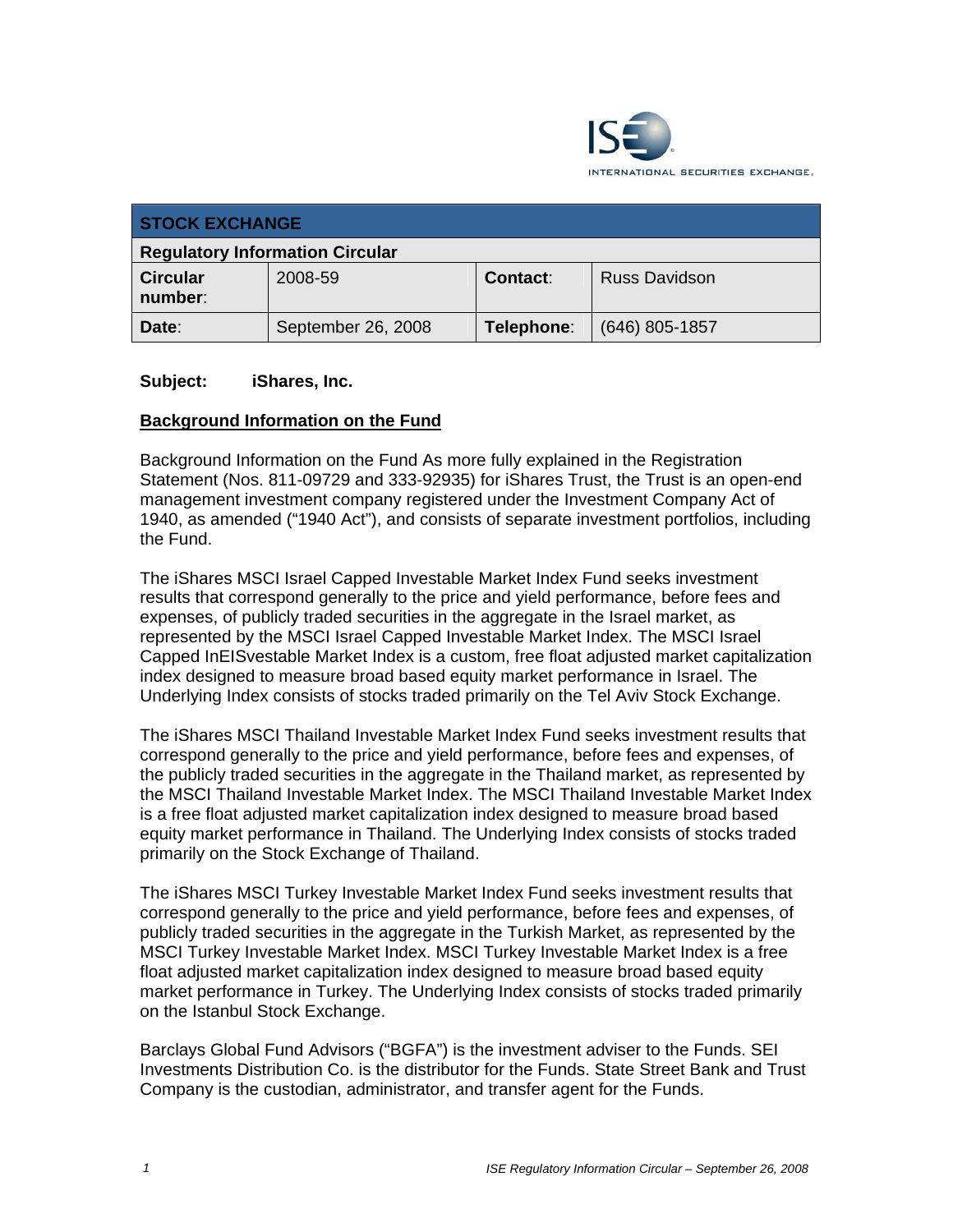INTERNATIONAL SECURITIES EXCHANGE

| STOCK EXCHANGE | | | |
|---|---|---|---|
| **Regulatory Information Circular** | | | |
| **Circular number**: | 2008-59 | **Contact**: | Russ Davidson |
| **Date**: | September 26, 2008 | **Telephone**: | (646) 805-1857 |

**Subject: iShares, Inc.**

**Background Information on the Fund**

Background Information on the Fund As more fully explained in the Registration Statement (Nos. 811-09729 and 333-92935) for iShares Trust, the Trust is an open-end management investment company registered under the Investment Company Act of 1940, as amended ("1940 Act"), and consists of separate investment portfolios, including the Fund.

The iShares MSCI Israel Capped Investable Market Index Fund seeks investment results that correspond generally to the price and yield performance, before fees and expenses, of publicly traded securities in the aggregate in the Israel market, as represented by the MSCI Israel Capped Investable Market Index. The MSCI Israel Capped InEISvestable Market Index is a custom, free float adjusted market capitalization index designed to measure broad based equity market performance in Israel. The Underlying Index consists of stocks traded primarily on the Tel Aviv Stock Exchange.

The iShares MSCI Thailand Investable Market Index Fund seeks investment results that correspond generally to the price and yield performance, before fees and expenses, of the publicly traded securities in the aggregate in the Thailand market, as represented by the MSCI Thailand Investable Market Index. The MSCI Thailand Investable Market Index is a free float adjusted market capitalization index designed to measure broad based equity market performance in Thailand. The Underlying Index consists of stocks traded primarily on the Stock Exchange of Thailand.

The iShares MSCI Turkey Investable Market Index Fund seeks investment results that correspond generally to the price and yield performance, before fees and expenses, of publicly traded securities in the aggregate in the Turkish Market, as represented by the MSCI Turkey Investable Market Index. MSCI Turkey Investable Market Index is a free float adjusted market capitalization index designed to measure broad based equity market performance in Turkey. The Underlying Index consists of stocks traded primarily on the Istanbul Stock Exchange.

Barclays Global Fund Advisors ("BGFA") is the investment adviser to the Funds. SEI Investments Distribution Co. is the distributor for the Funds. State Street Bank and Trust Company is the custodian, administrator, and transfer agent for the Funds.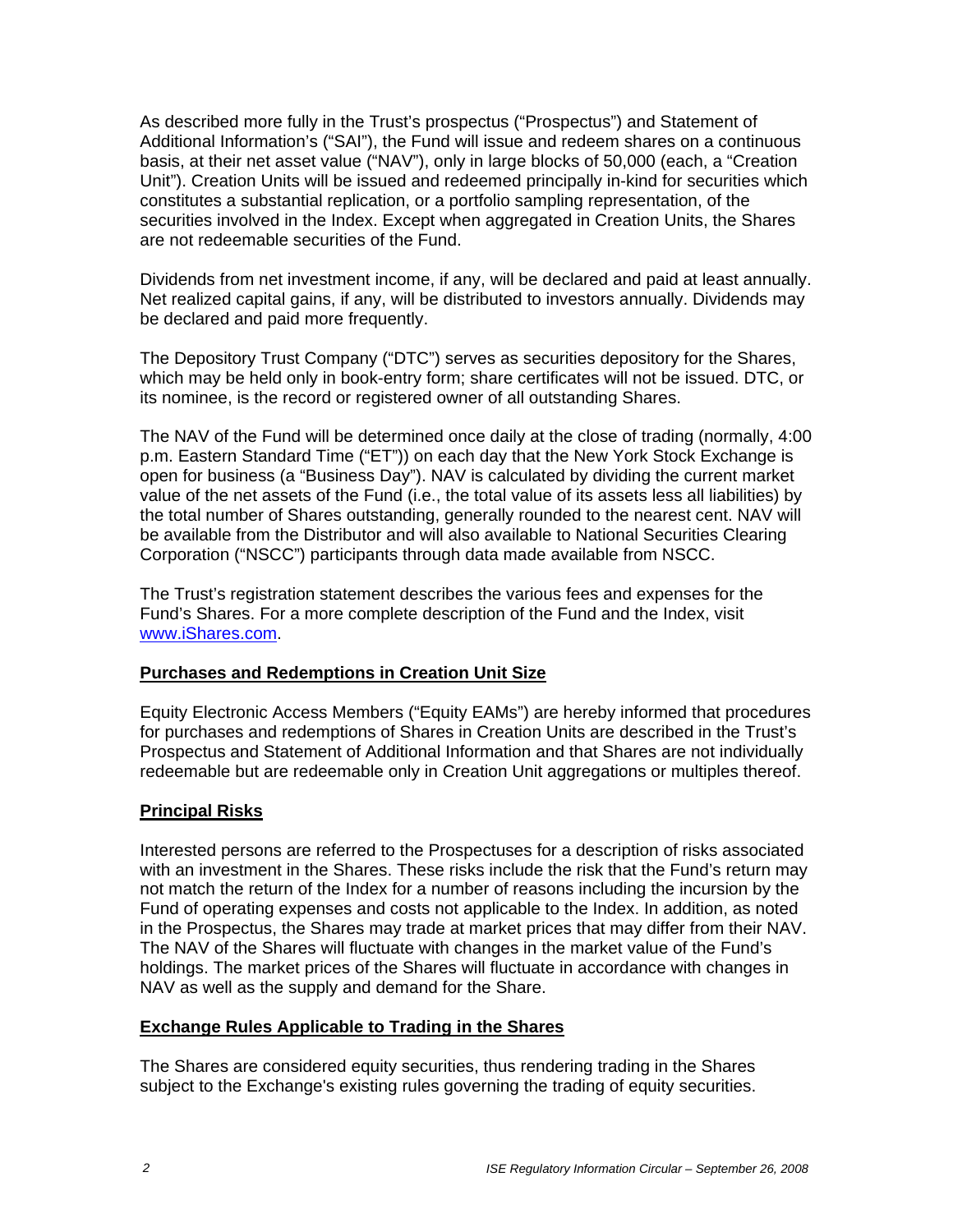As described more fully in the Trust's prospectus ("Prospectus") and Statement of Additional Information's ("SAI"), the Fund will issue and redeem shares on a continuous basis, at their net asset value ("NAV"), only in large blocks of 50,000 (each, a "Creation Unit"). Creation Units will be issued and redeemed principally in-kind for securities which constitutes a substantial replication, or a portfolio sampling representation, of the securities involved in the Index. Except when aggregated in Creation Units, the Shares are not redeemable securities of the Fund.

Dividends from net investment income, if any, will be declared and paid at least annually. Net realized capital gains, if any, will be distributed to investors annually. Dividends may be declared and paid more frequently.

The Depository Trust Company ("DTC") serves as securities depository for the Shares, which may be held only in book-entry form; share certificates will not be issued. DTC, or its nominee, is the record or registered owner of all outstanding Shares.

The NAV of the Fund will be determined once daily at the close of trading (normally, 4:00 p.m. Eastern Standard Time ("ET")) on each day that the New York Stock Exchange is open for business (a "Business Day"). NAV is calculated by dividing the current market value of the net assets of the Fund (i.e., the total value of its assets less all liabilities) by the total number of Shares outstanding, generally rounded to the nearest cent. NAV will be available from the Distributor and will also available to National Securities Clearing Corporation ("NSCC") participants through data made available from NSCC.

The Trust's registration statement describes the various fees and expenses for the Fund's Shares. For a more complete description of the Fund and the Index, visit www.iShares.com.

## Purchases and Redemptions in Creation Unit Size

Equity Electronic Access Members ("Equity EAMs") are hereby informed that procedures for purchases and redemptions of Shares in Creation Units are described in the Trust's Prospectus and Statement of Additional Information and that Shares are not individually redeemable but are redeemable only in Creation Unit aggregations or multiples thereof.

## Principal Risks

Interested persons are referred to the Prospectuses for a description of risks associated with an investment in the Shares. These risks include the risk that the Fund's return may not match the return of the Index for a number of reasons including the incursion by the Fund of operating expenses and costs not applicable to the Index. In addition, as noted in the Prospectus, the Shares may trade at market prices that may differ from their NAV. The NAV of the Shares will fluctuate with changes in the market value of the Fund's holdings. The market prices of the Shares will fluctuate in accordance with changes in NAV as well as the supply and demand for the Share.

## Exchange Rules Applicable to Trading in the Shares

The Shares are considered equity securities, thus rendering trading in the Shares subject to the Exchange's existing rules governing the trading of equity securities.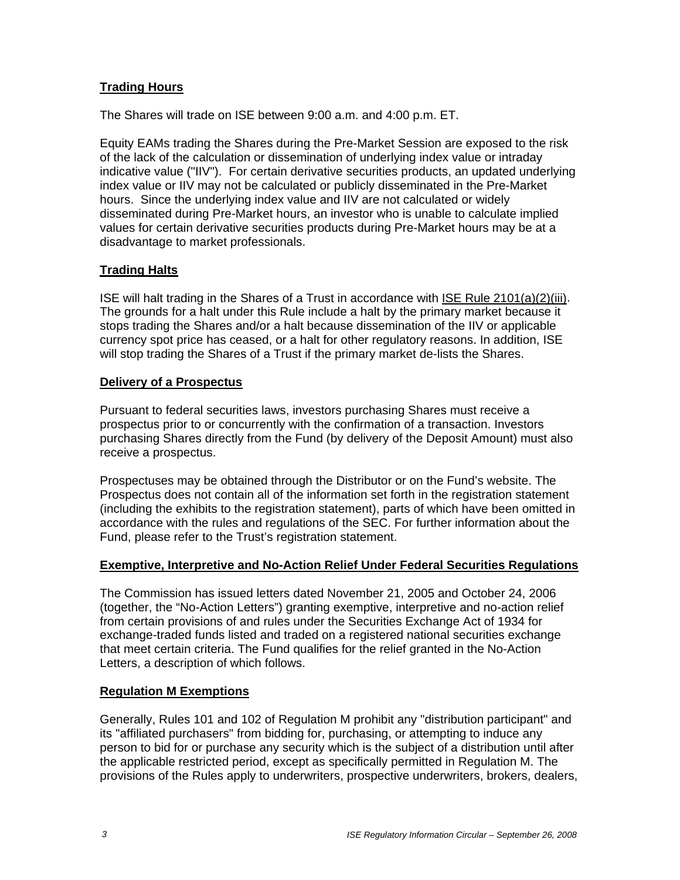**Trading Hours**

The Shares will trade on ISE between 9:00 a.m. and 4:00 p.m. ET.

Equity EAMs trading the Shares during the Pre-Market Session are exposed to the risk of the lack of the calculation or dissemination of underlying index value or intraday indicative value ("IIV"). For certain derivative securities products, an updated underlying index value or IIV may not be calculated or publicly disseminated in the Pre-Market hours. Since the underlying index value and IIV are not calculated or widely disseminated during Pre-Market hours, an investor who is unable to calculate implied values for certain derivative securities products during Pre-Market hours may be at a disadvantage to market professionals.

**Trading Halts**

ISE will halt trading in the Shares of a Trust in accordance with ISE Rule 2101(a)(2)(iii). The grounds for a halt under this Rule include a halt by the primary market because it stops trading the Shares and/or a halt because dissemination of the IIV or applicable currency spot price has ceased, or a halt for other regulatory reasons. In addition, ISE will stop trading the Shares of a Trust if the primary market de-lists the Shares.

**Delivery of a Prospectus**

Pursuant to federal securities laws, investors purchasing Shares must receive a prospectus prior to or concurrently with the confirmation of a transaction. Investors purchasing Shares directly from the Fund (by delivery of the Deposit Amount) must also receive a prospectus.

Prospectuses may be obtained through the Distributor or on the Fund's website. The Prospectus does not contain all of the information set forth in the registration statement (including the exhibits to the registration statement), parts of which have been omitted in accordance with the rules and regulations of the SEC. For further information about the Fund, please refer to the Trust's registration statement.

**Exemptive, Interpretive and No-Action Relief Under Federal Securities Regulations**

The Commission has issued letters dated November 21, 2005 and October 24, 2006 (together, the "No-Action Letters") granting exemptive, interpretive and no-action relief from certain provisions of and rules under the Securities Exchange Act of 1934 for exchange-traded funds listed and traded on a registered national securities exchange that meet certain criteria. The Fund qualifies for the relief granted in the No-Action Letters, a description of which follows.

**Regulation M Exemptions**

Generally, Rules 101 and 102 of Regulation M prohibit any "distribution participant" and its "affiliated purchasers" from bidding for, purchasing, or attempting to induce any person to bid for or purchase any security which is the subject of a distribution until after the applicable restricted period, except as specifically permitted in Regulation M. The provisions of the Rules apply to underwriters, prospective underwriters, brokers, dealers,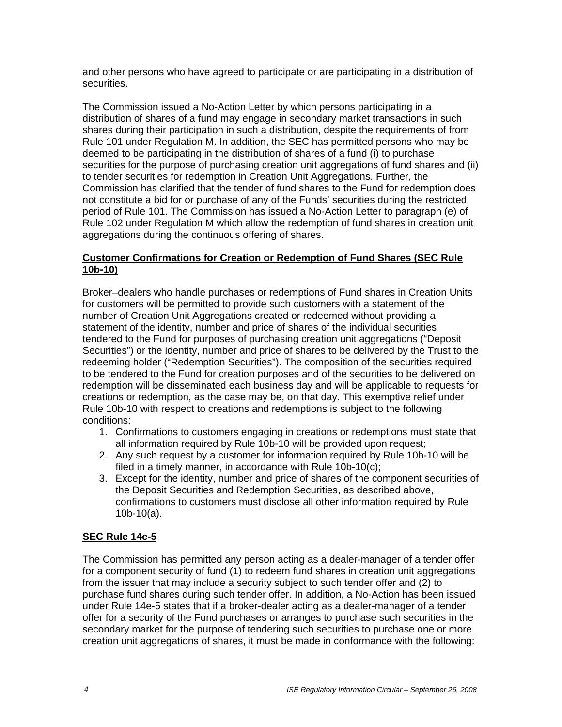and other persons who have agreed to participate or are participating in a distribution of securities.

The Commission issued a No-Action Letter by which persons participating in a distribution of shares of a fund may engage in secondary market transactions in such shares during their participation in such a distribution, despite the requirements of from Rule 101 under Regulation M. In addition, the SEC has permitted persons who may be deemed to be participating in the distribution of shares of a fund (i) to purchase securities for the purpose of purchasing creation unit aggregations of fund shares and (ii) to tender securities for redemption in Creation Unit Aggregations. Further, the Commission has clarified that the tender of fund shares to the Fund for redemption does not constitute a bid for or purchase of any of the Funds' securities during the restricted period of Rule 101. The Commission has issued a No-Action Letter to paragraph (e) of Rule 102 under Regulation M which allow the redemption of fund shares in creation unit aggregations during the continuous offering of shares.

**Customer Confirmations for Creation or Redemption of Fund Shares (SEC Rule 10b-10)**

Broker–dealers who handle purchases or redemptions of Fund shares in Creation Units for customers will be permitted to provide such customers with a statement of the number of Creation Unit Aggregations created or redeemed without providing a statement of the identity, number and price of shares of the individual securities tendered to the Fund for purposes of purchasing creation unit aggregations ("Deposit Securities") or the identity, number and price of shares to be delivered by the Trust to the redeeming holder ("Redemption Securities"). The composition of the securities required to be tendered to the Fund for creation purposes and of the securities to be delivered on redemption will be disseminated each business day and will be applicable to requests for creations or redemption, as the case may be, on that day. This exemptive relief under Rule 10b-10 with respect to creations and redemptions is subject to the following conditions:

1. Confirmations to customers engaging in creations or redemptions must state that all information required by Rule 10b-10 will be provided upon request;
2. Any such request by a customer for information required by Rule 10b-10 will be filed in a timely manner, in accordance with Rule 10b-10(c);
3. Except for the identity, number and price of shares of the component securities of the Deposit Securities and Redemption Securities, as described above, confirmations to customers must disclose all other information required by Rule 10b-10(a).

**SEC Rule 14e-5**

The Commission has permitted any person acting as a dealer-manager of a tender offer for a component security of fund (1) to redeem fund shares in creation unit aggregations from the issuer that may include a security subject to such tender offer and (2) to purchase fund shares during such tender offer. In addition, a No-Action has been issued under Rule 14e-5 states that if a broker-dealer acting as a dealer-manager of a tender offer for a security of the Fund purchases or arranges to purchase such securities in the secondary market for the purpose of tendering such securities to purchase one or more creation unit aggregations of shares, it must be made in conformance with the following: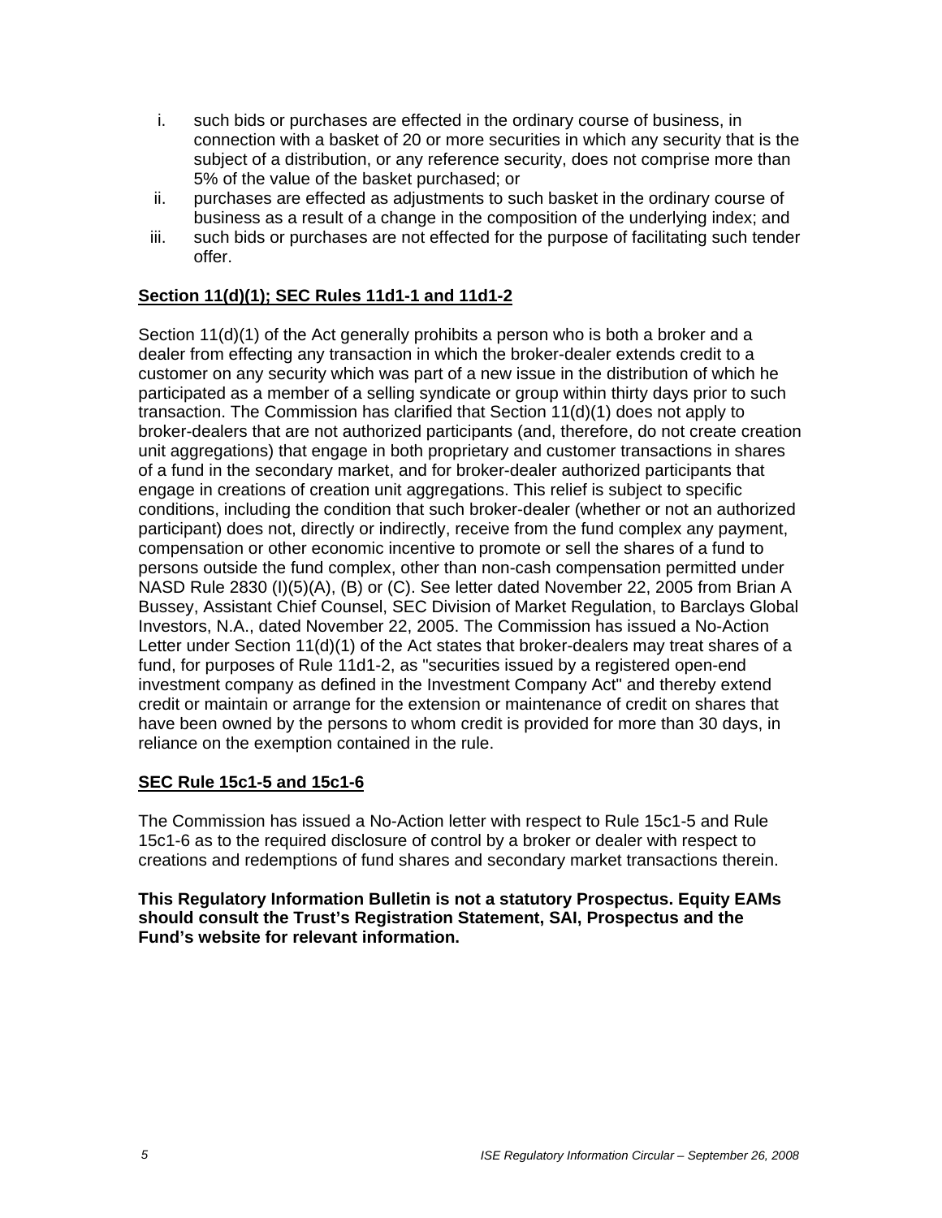i. such bids or purchases are effected in the ordinary course of business, in connection with a basket of 20 or more securities in which any security that is the subject of a distribution, or any reference security, does not comprise more than 5% of the value of the basket purchased; or
ii. purchases are effected as adjustments to such basket in the ordinary course of business as a result of a change in the composition of the underlying index; and
iii. such bids or purchases are not effected for the purpose of facilitating such tender offer.

**Section 11(d)(1); SEC Rules 11d1-1 and 11d1-2**

Section 11(d)(1) of the Act generally prohibits a person who is both a broker and a dealer from effecting any transaction in which the broker-dealer extends credit to a customer on any security which was part of a new issue in the distribution of which he participated as a member of a selling syndicate or group within thirty days prior to such transaction. The Commission has clarified that Section 11(d)(1) does not apply to broker-dealers that are not authorized participants (and, therefore, do not create creation unit aggregations) that engage in both proprietary and customer transactions in shares of a fund in the secondary market, and for broker-dealer authorized participants that engage in creations of creation unit aggregations. This relief is subject to specific conditions, including the condition that such broker-dealer (whether or not an authorized participant) does not, directly or indirectly, receive from the fund complex any payment, compensation or other economic incentive to promote or sell the shares of a fund to persons outside the fund complex, other than non-cash compensation permitted under NASD Rule 2830 (I)(5)(A), (B) or (C). See letter dated November 22, 2005 from Brian A Bussey, Assistant Chief Counsel, SEC Division of Market Regulation, to Barclays Global Investors, N.A., dated November 22, 2005. The Commission has issued a No-Action Letter under Section 11(d)(1) of the Act states that broker-dealers may treat shares of a fund, for purposes of Rule 11d1-2, as "securities issued by a registered open-end investment company as defined in the Investment Company Act" and thereby extend credit or maintain or arrange for the extension or maintenance of credit on shares that have been owned by the persons to whom credit is provided for more than 30 days, in reliance on the exemption contained in the rule.

**SEC Rule 15c1-5 and 15c1-6**

The Commission has issued a No-Action letter with respect to Rule 15c1-5 and Rule 15c1-6 as to the required disclosure of control by a broker or dealer with respect to creations and redemptions of fund shares and secondary market transactions therein.

**This Regulatory Information Bulletin is not a statutory Prospectus. Equity EAMs should consult the Trust's Registration Statement, SAI, Prospectus and the Fund's website for relevant information.**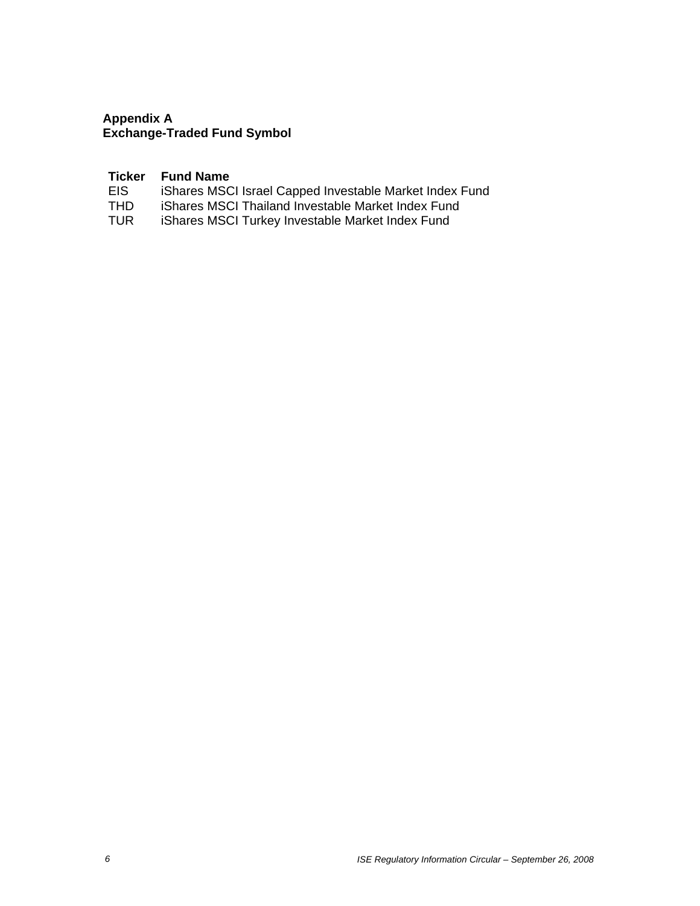**Appendix A**
**Exchange-Traded Fund Symbol**

| Ticker | Fund Name |
|---|---|
| EIS | iShares MSCI Israel Capped Investable Market Index Fund |
| THD | iShares MSCI Thailand Investable Market Index Fund |
| TUR | iShares MSCI Turkey Investable Market Index Fund |